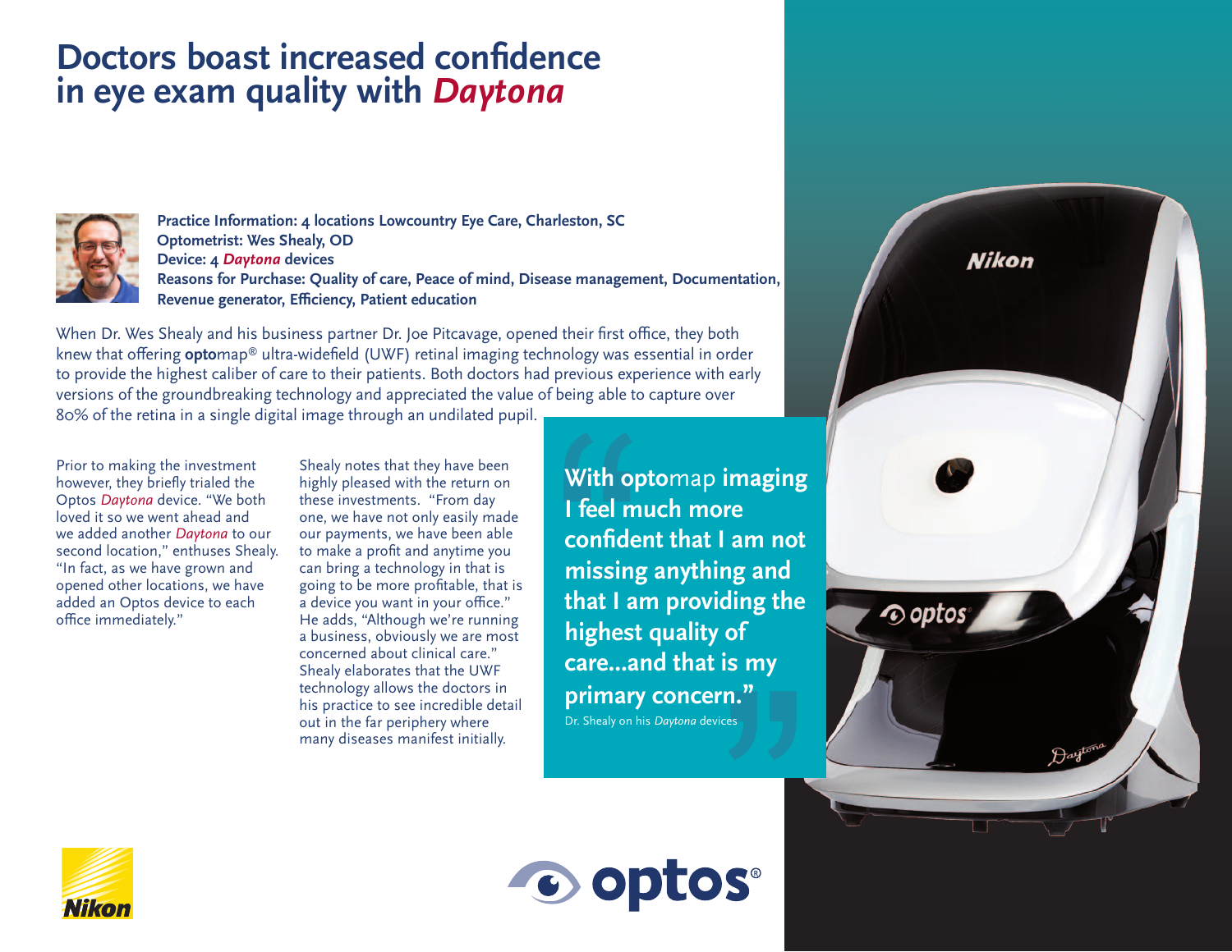# Doctors boast increased confidence in eye exam quality with *Daytona*

**Practice Information: 4 locations Lowcountry Eye Care, Charleston, SC**
**Optometrist: Wes Shealy, OD**
**Device: 4 *Daytona* devices**
**Reasons for Purchase: Quality of care, Peace of mind, Disease management, Documentation, Revenue generator, Efficiency, Patient education**

When Dr. Wes Shealy and his business partner Dr. Joe Pitcavage, opened their first office, they both knew that offering **opto**map® ultra-widefield (UWF) retinal imaging technology was essential in order to provide the highest caliber of care to their patients. Both doctors had previous experience with early versions of the groundbreaking technology and appreciated the value of being able to capture over 80% of the retina in a single digital image through an undilated pupil.

Prior to making the investment however, they briefly trialed the Optos *Daytona* device. "We both loved it so we went ahead and we added another *Daytona* to our second location," enthuses Shealy. "In fact, as we have grown and opened other locations, we have added an Optos device to each office immediately."

Shealy notes that they have been highly pleased with the return on these investments. "From day one, we have not only easily made our payments, we have been able to make a profit and anytime you can bring a technology in that is going to be more profitable, that is a device you want in your office." He adds, "Although we're running a business, obviously we are most concerned about clinical care." Shealy elaborates that the UWF technology allows the doctors in his practice to see incredible detail out in the far periphery where many diseases manifest initially.

> **"With optomap imaging I feel much more confident that I am not missing anything and that I am providing the highest quality of care...and that is my primary concern."**
>
> Dr. Shealy on his *Daytona* devices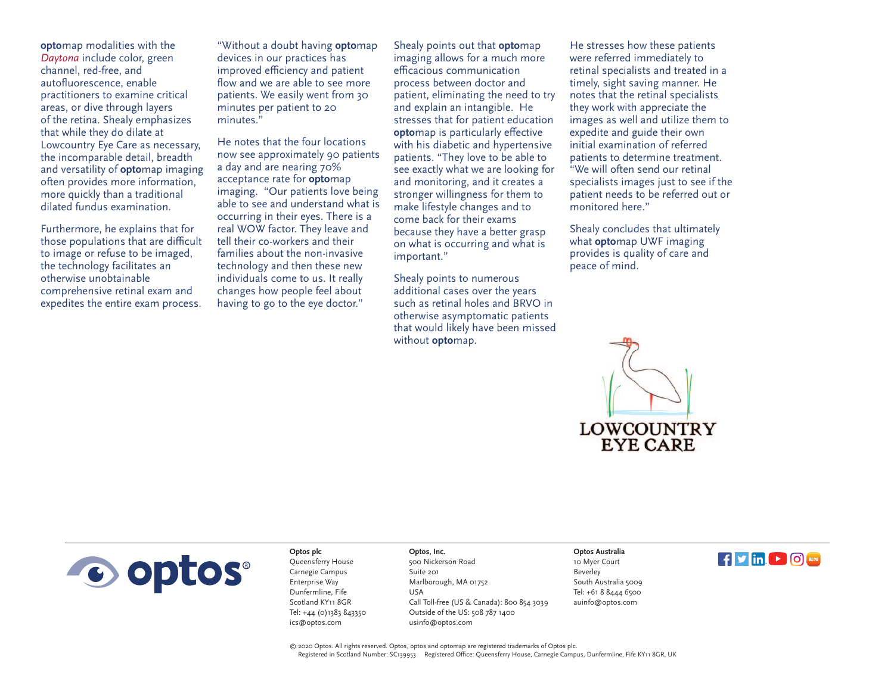**opto**map modalities with the *Daytona* include color, green channel, red-free, and autofluorescence, enable practitioners to examine critical areas, or dive through layers of the retina. Shealy emphasizes that while they do dilate at Lowcountry Eye Care as necessary, the incomparable detail, breadth and versatility of **opto**map imaging often provides more information, more quickly than a traditional dilated fundus examination.

Furthermore, he explains that for those populations that are difficult to image or refuse to be imaged, the technology facilitates an otherwise unobtainable comprehensive retinal exam and expedites the entire exam process.

"Without a doubt having **opto**map devices in our practices has improved efficiency and patient flow and we are able to see more patients. We easily went from 30 minutes per patient to 20 minutes."

He notes that the four locations now see approximately 90 patients a day and are nearing 70% acceptance rate for **opto**map imaging. "Our patients love being able to see and understand what is occurring in their eyes. There is a real WOW factor. They leave and tell their co-workers and their families about the non-invasive technology and then these new individuals come to us. It really changes how people feel about having to go to the eye doctor."

Shealy points out that **opto**map imaging allows for a much more efficacious communication process between doctor and patient, eliminating the need to try and explain an intangible. He stresses that for patient education **opto**map is particularly effective with his diabetic and hypertensive patients. "They love to be able to see exactly what we are looking for and monitoring, and it creates a stronger willingness for them to make lifestyle changes and to come back for their exams because they have a better grasp on what is occurring and what is important."

Shealy points to numerous additional cases over the years such as retinal holes and BRVO in otherwise asymptomatic patients that would likely have been missed without **opto**map.

He stresses how these patients were referred immediately to retinal specialists and treated in a timely, sight saving manner. He notes that the retinal specialists they work with appreciate the images as well and utilize them to expedite and guide their own initial examination of referred patients to determine treatment. "We will often send our retinal specialists images just to see if the patient needs to be referred out or monitored here."

Shealy concludes that ultimately what **opto**map UWF imaging provides is quality of care and peace of mind.

LOWCOUNTRY EYE CARE

optos®

**Optos plc**
Queensferry House
Carnegie Campus
Enterprise Way
Dunfermline, Fife
Scotland KY11 8GR
Tel: +44 (0)1383 843350
ics@optos.com

**Optos, Inc.**
500 Nickerson Road
Suite 201
Marlborough, MA 01752
USA
Call Toll-free (US & Canada): 800 854 3039
Outside of the US: 508 787 1400
usinfo@optos.com

**Optos Australia**
10 Myer Court
Beverley
South Australia 5009
Tel: +61 8 8444 6500
auinfo@optos.com

© 2020 Optos. All rights reserved. Optos, optos and optomap are registered trademarks of Optos plc.
Registered in Scotland Number: SC139953 Registered Office: Queensferry House, Carnegie Campus, Dunfermline, Fife KY11 8GR, UK